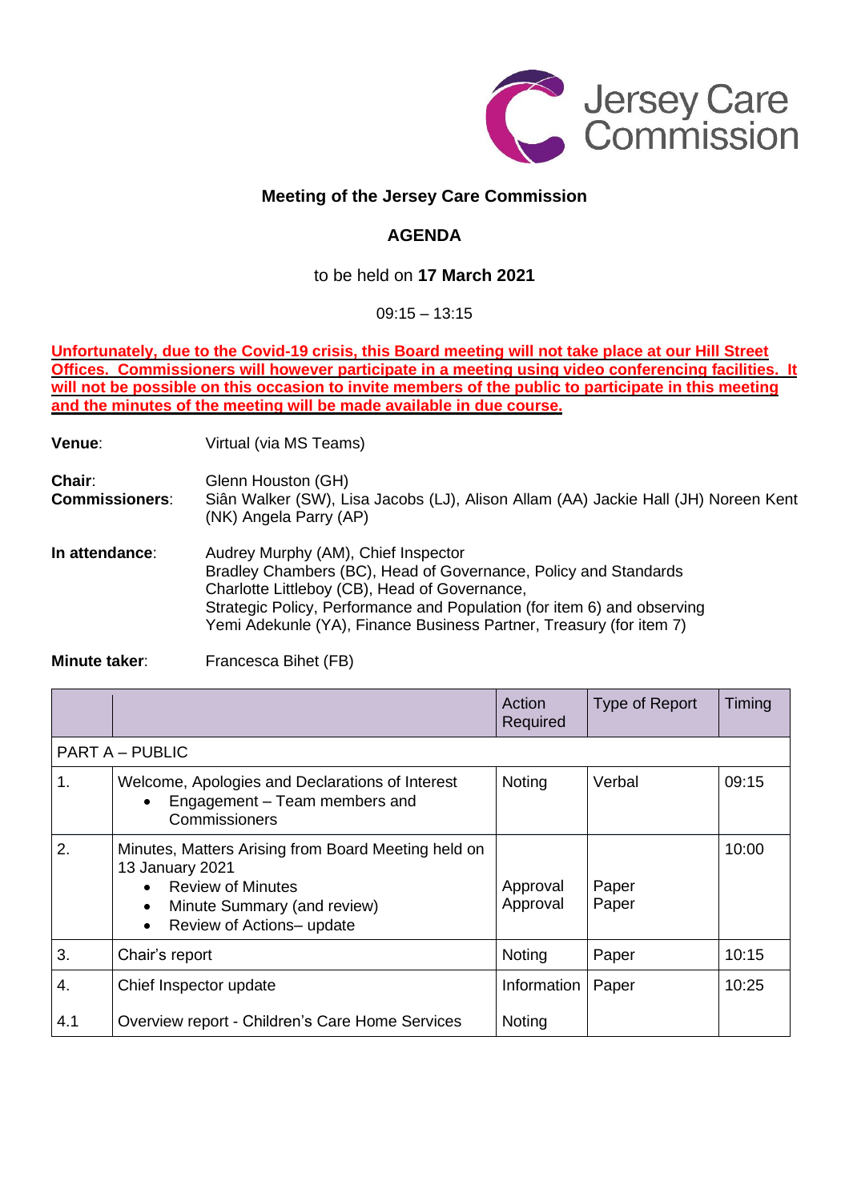Jersey Care Commission

## Meeting of the Jersey Care Commission

## AGENDA

to be held on **17 March 2021**

09:15 – 13:15

**Unfortunately, due to the Covid-19 crisis, this Board meeting will not take place at our Hill Street Offices. Commissioners will however participate in a meeting using video conferencing facilities. It will not be possible on this occasion to invite members of the public to participate in this meeting and the minutes of the meeting will be made available in due course.**

**Venue**: Virtual (via MS Teams)

**Chair**: Glenn Houston (GH)
**Commissioners**: Siân Walker (SW), Lisa Jacobs (LJ), Alison Allam (AA) Jackie Hall (JH) Noreen Kent (NK) Angela Parry (AP)

**In attendance**: Audrey Murphy (AM), Chief Inspector
Bradley Chambers (BC), Head of Governance, Policy and Standards
Charlotte Littleboy (CB), Head of Governance,
Strategic Policy, Performance and Population (for item 6) and observing
Yemi Adekunle (YA), Finance Business Partner, Treasury (for item 7)

**Minute taker**: Francesca Bihet (FB)

| | | Action Required | Type of Report | Timing |
|---|---|---|---|---|
| PART A – PUBLIC | | | | |
| 1. | Welcome, Apologies and Declarations of Interest<br>• Engagement – Team members and Commissioners | Noting | Verbal | 09:15 |
| 2. | Minutes, Matters Arising from Board Meeting held on 13 January 2021<br>• Review of Minutes<br>• Minute Summary (and review)<br>• Review of Actions– update | Approval<br>Approval | Paper<br>Paper | 10:00 |
| 3. | Chair's report | Noting | Paper | 10:15 |
| 4.<br><br>4.1 | Chief Inspector update<br><br>Overview report - Children's Care Home Services | Information<br><br>Noting | Paper | 10:25 |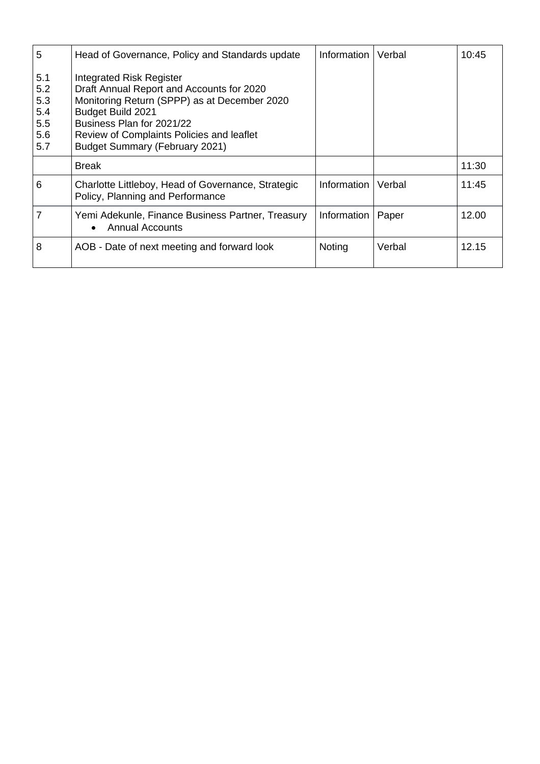| | | | | |
|---|---|---|---|---|
| 5<br><br>5.1<br>5.2<br>5.3<br>5.4<br>5.5<br>5.6<br>5.7 | Head of Governance, Policy and Standards update<br><br>Integrated Risk Register<br>Draft Annual Report and Accounts for 2020<br>Monitoring Return (SPPP) as at December 2020<br>Budget Build 2021<br>Business Plan for 2021/22<br>Review of Complaints Policies and leaflet<br>Budget Summary (February 2021) | Information | Verbal | 10:45 |
| | Break | | | 11:30 |
| 6 | Charlotte Littleboy, Head of Governance, Strategic Policy, Planning and Performance | Information | Verbal | 11:45 |
| 7 | Yemi Adekunle, Finance Business Partner, Treasury<br>• Annual Accounts | Information | Paper | 12.00 |
| 8 | AOB - Date of next meeting and forward look | Noting | Verbal | 12.15 |